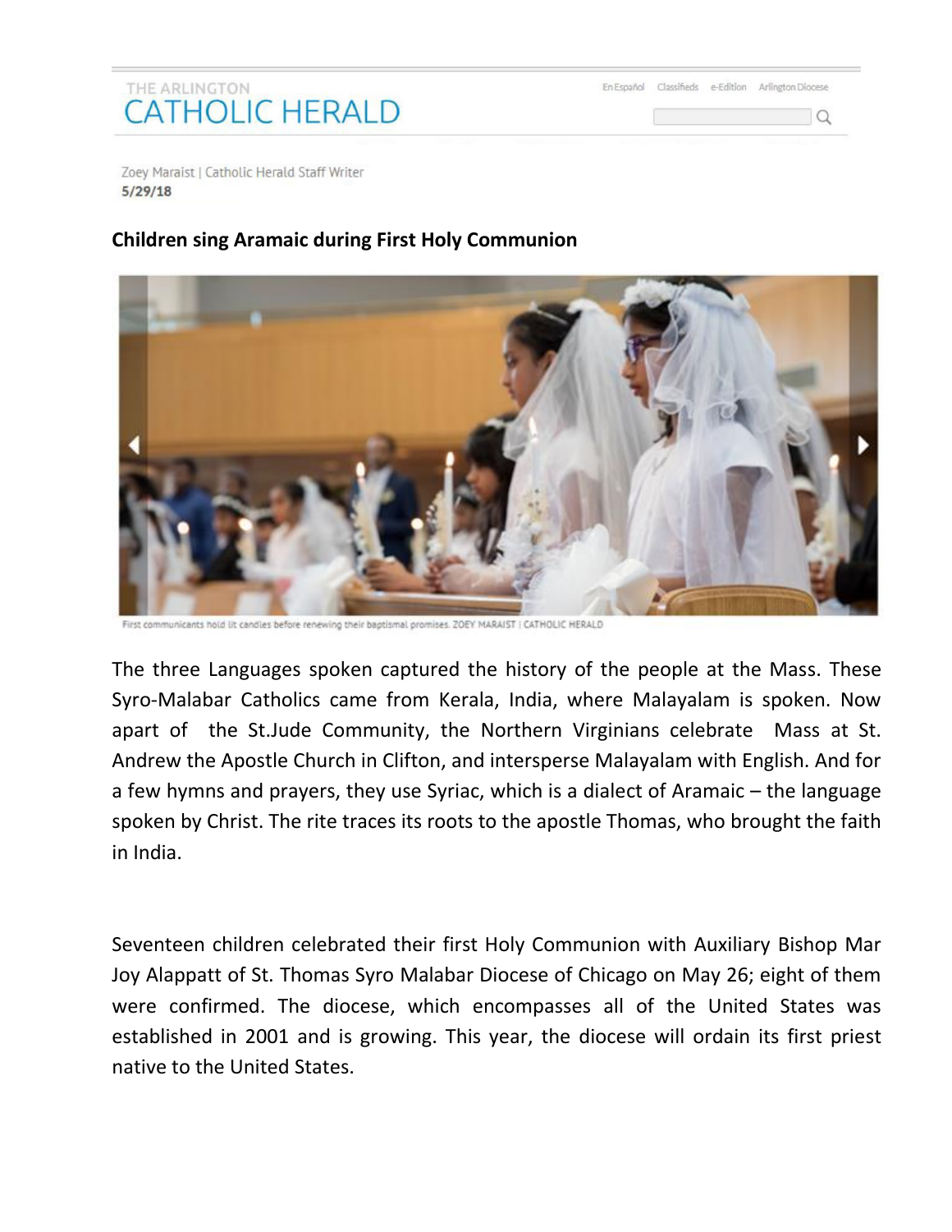THE ARLINGTON

# CATHOLIC HERALD

En Español Classifieds e-Edition Arlington Diocese

Zoey Maraist | Catholic Herald Staff Writer
**5/29/18**

## Children sing Aramaic during First Holy Communion

First communicants hold lit candles before renewing their baptismal promises. ZOEY MARAIST | CATHOLIC HERALD

The three Languages spoken captured the history of the people at the Mass. These Syro-Malabar Catholics came from Kerala, India, where Malayalam is spoken. Now apart of the St.Jude Community, the Northern Virginians celebrate Mass at St. Andrew the Apostle Church in Clifton, and intersperse Malayalam with English. And for a few hymns and prayers, they use Syriac, which is a dialect of Aramaic – the language spoken by Christ. The rite traces its roots to the apostle Thomas, who brought the faith in India.

Seventeen children celebrated their first Holy Communion with Auxiliary Bishop Mar Joy Alappatt of St. Thomas Syro Malabar Diocese of Chicago on May 26; eight of them were confirmed. The diocese, which encompasses all of the United States was established in 2001 and is growing. This year, the diocese will ordain its first priest native to the United States.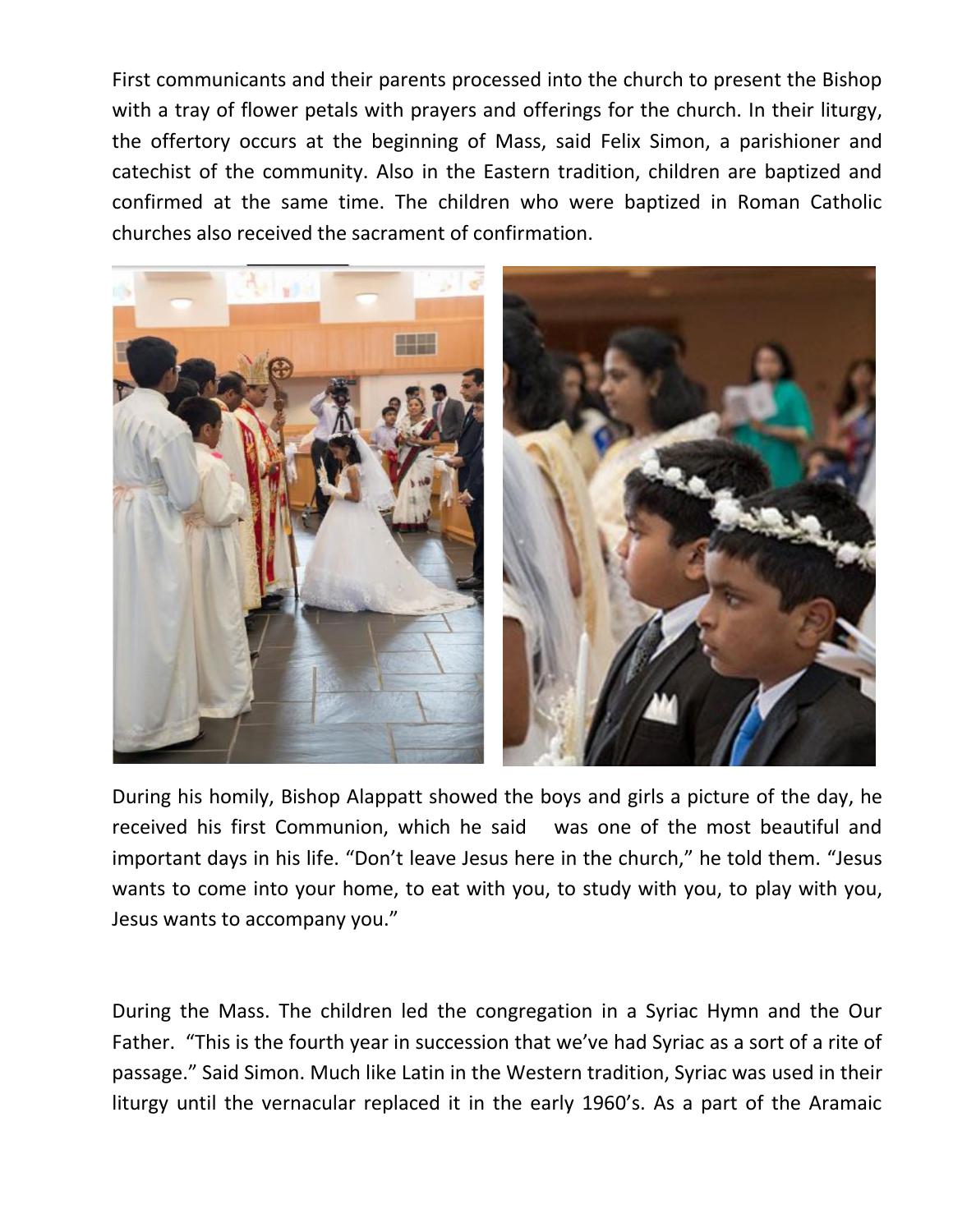First communicants and their parents processed into the church to present the Bishop with a tray of flower petals with prayers and offerings for the church. In their liturgy, the offertory occurs at the beginning of Mass, said Felix Simon, a parishioner and catechist of the community. Also in the Eastern tradition, children are baptized and confirmed at the same time. The children who were baptized in Roman Catholic churches also received the sacrament of confirmation.

During his homily, Bishop Alappatt showed the boys and girls a picture of the day, he received his first Communion, which he said was one of the most beautiful and important days in his life. "Don't leave Jesus here in the church," he told them. "Jesus wants to come into your home, to eat with you, to study with you, to play with you, Jesus wants to accompany you."

During the Mass. The children led the congregation in a Syriac Hymn and the Our Father. "This is the fourth year in succession that we've had Syriac as a sort of a rite of passage." Said Simon. Much like Latin in the Western tradition, Syriac was used in their liturgy until the vernacular replaced it in the early 1960's. As a part of the Aramaic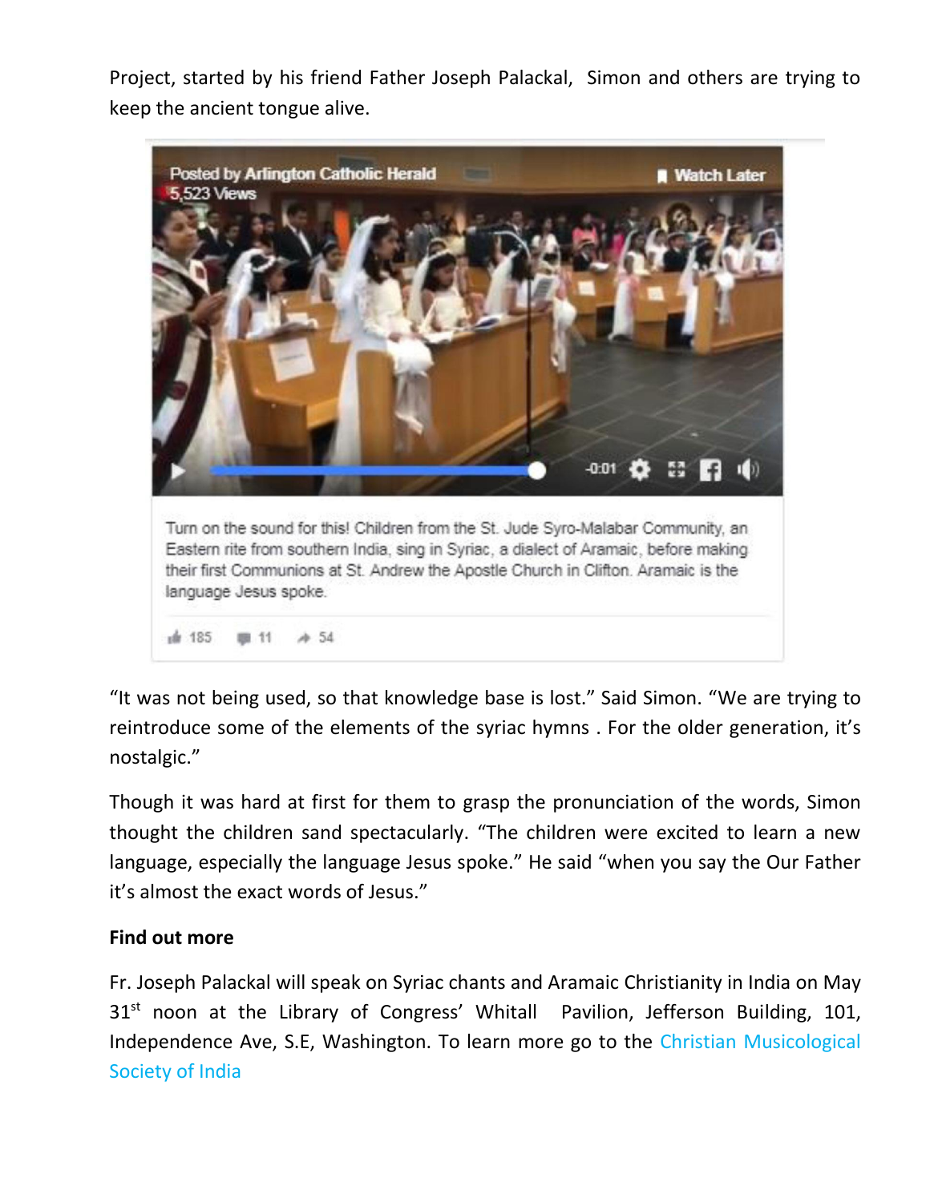Project, started by his friend Father Joseph Palackal, Simon and others are trying to keep the ancient tongue alive.

Turn on the sound for this! Children from the St. Jude Syro-Malabar Community, an Eastern rite from southern India, sing in Syriac, a dialect of Aramaic, before making their first Communions at St. Andrew the Apostle Church in Clifton. Aramaic is the language Jesus spoke.

"It was not being used, so that knowledge base is lost." Said Simon. "We are trying to reintroduce some of the elements of the syriac hymns . For the older generation, it's nostalgic."

Though it was hard at first for them to grasp the pronunciation of the words, Simon thought the children sand spectacularly. "The children were excited to learn a new language, especially the language Jesus spoke." He said "when you say the Our Father it's almost the exact words of Jesus."

**Find out more**

Fr. Joseph Palackal will speak on Syriac chants and Aramaic Christianity in India on May 31st noon at the Library of Congress' Whitall Pavilion, Jefferson Building, 101, Independence Ave, S.E, Washington. To learn more go to the Christian Musicological Society of India